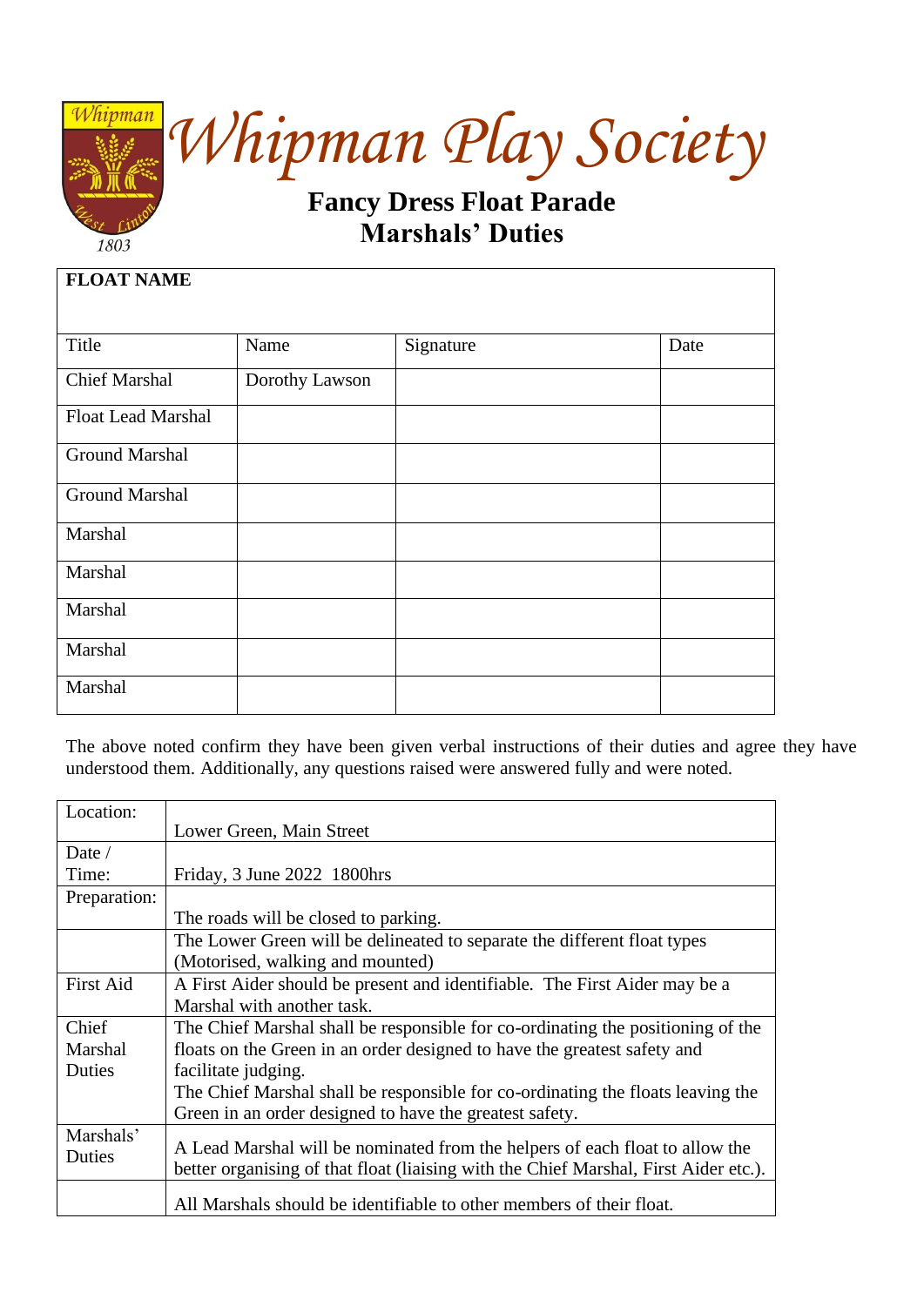# Whipman Play Society

## Fancy Dress Float Parade
## Marshals' Duties

| **FLOAT NAME** | | | |
|---|---|---|---|
| Title | Name | Signature | Date |
| Chief Marshal | Dorothy Lawson | | |
| Float Lead Marshal | | | |
| Ground Marshal | | | |
| Ground Marshal | | | |
| Marshal | | | |
| Marshal | | | |
| Marshal | | | |
| Marshal | | | |
| Marshal | | | |

The above noted confirm they have been given verbal instructions of their duties and agree they have understood them. Additionally, any questions raised were answered fully and were noted.

| | |
|---|---|
| Location: | Lower Green, Main Street |
| Date / Time: | Friday, 3 June 2022 1800hrs |
| Preparation: | The roads will be closed to parking. |
| | The Lower Green will be delineated to separate the different float types (Motorised, walking and mounted) |
| First Aid | A First Aider should be present and identifiable. The First Aider may be a Marshal with another task. |
| Chief Marshal Duties | The Chief Marshal shall be responsible for co-ordinating the positioning of the floats on the Green in an order designed to have the greatest safety and facilitate judging.<br>The Chief Marshal shall be responsible for co-ordinating the floats leaving the Green in an order designed to have the greatest safety. |
| Marshals' Duties | A Lead Marshal will be nominated from the helpers of each float to allow the better organising of that float (liaising with the Chief Marshal, First Aider etc.). |
| | All Marshals should be identifiable to other members of their float. |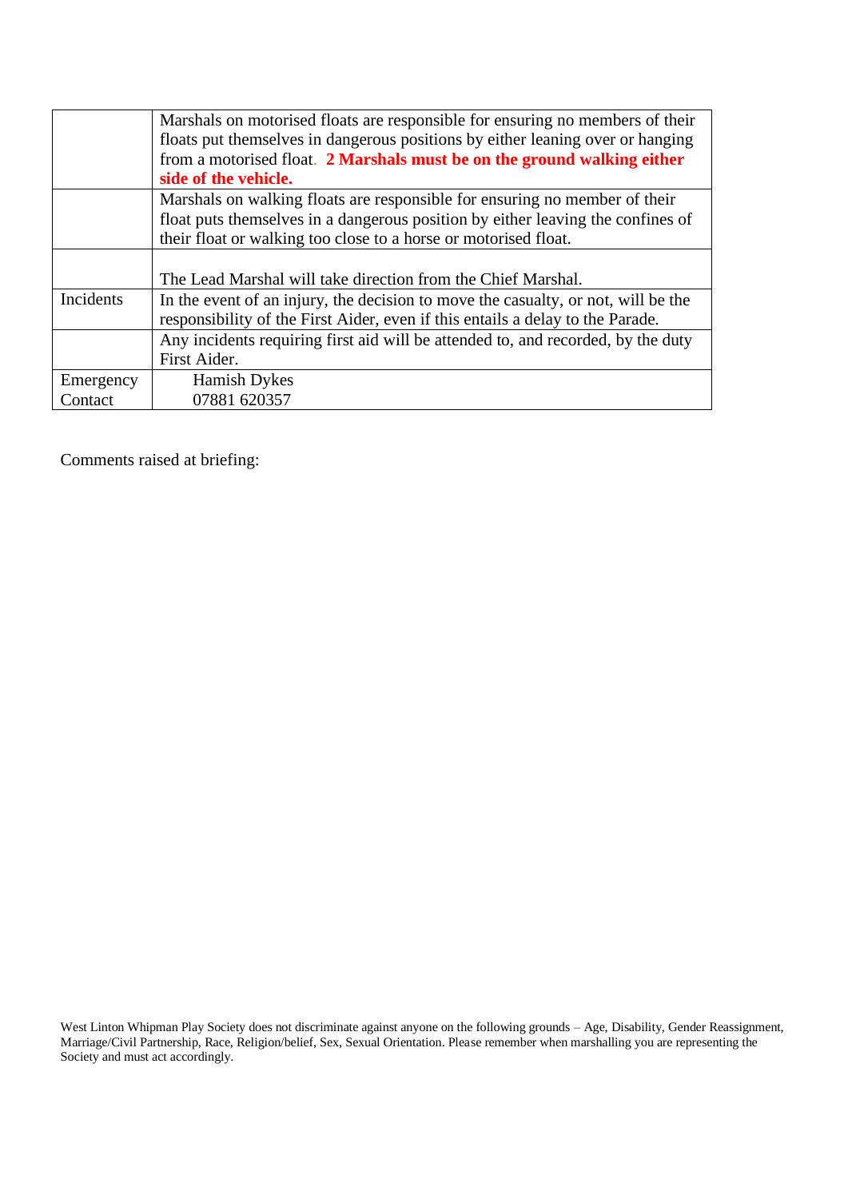| | |
|---|---|
| | Marshals on motorised floats are responsible for ensuring no members of their floats put themselves in dangerous positions by either leaning over or hanging from a motorised float. **2 Marshals must be on the ground walking either side of the vehicle.** |
| | Marshals on walking floats are responsible for ensuring no member of their float puts themselves in a dangerous position by either leaving the confines of their float or walking too close to a horse or motorised float. |
| | The Lead Marshal will take direction from the Chief Marshal. |
| Incidents | In the event of an injury, the decision to move the casualty, or not, will be the responsibility of the First Aider, even if this entails a delay to the Parade. |
| | Any incidents requiring first aid will be attended to, and recorded, by the duty First Aider. |
| Emergency Contact | Hamish Dykes<br>07881 620357 |

Comments raised at briefing:

West Linton Whipman Play Society does not discriminate against anyone on the following grounds – Age, Disability, Gender Reassignment, Marriage/Civil Partnership, Race, Religion/belief, Sex, Sexual Orientation. Please remember when marshalling you are representing the Society and must act accordingly.